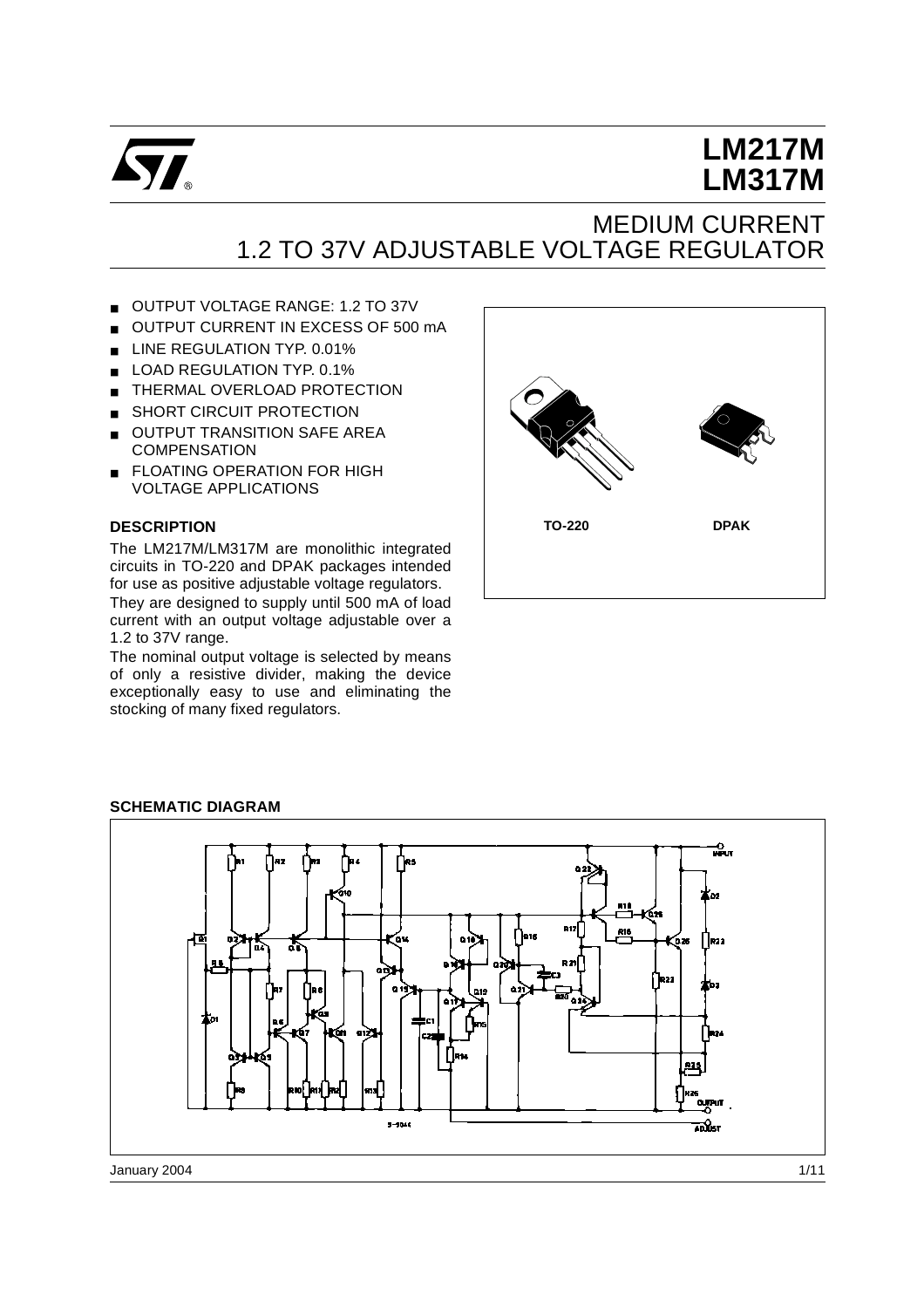# LM217M
# LM317M

## MEDIUM CURRENT
## 1.2 TO 37V ADJUSTABLE VOLTAGE REGULATOR

- OUTPUT VOLTAGE RANGE: 1.2 TO 37V
- OUTPUT CURRENT IN EXCESS OF 500 mA
- LINE REGULATION TYP. 0.01%
- LOAD REGULATION TYP. 0.1%
- THERMAL OVERLOAD PROTECTION
- SHORT CIRCUIT PROTECTION
- OUTPUT TRANSITION SAFE AREA COMPENSATION
- FLOATING OPERATION FOR HIGH VOLTAGE APPLICATIONS

TO-220 DPAK

### DESCRIPTION

The LM217M/LM317M are monolithic integrated circuits in TO-220 and DPAK packages intended for use as positive adjustable voltage regulators.

They are designed to supply until 500 mA of load current with an output voltage adjustable over a 1.2 to 37V range.

The nominal output voltage is selected by means of only a resistive divider, making the device exceptionally easy to use and eliminating the stocking of many fixed regulators.

### SCHEMATIC DIAGRAM

January 2004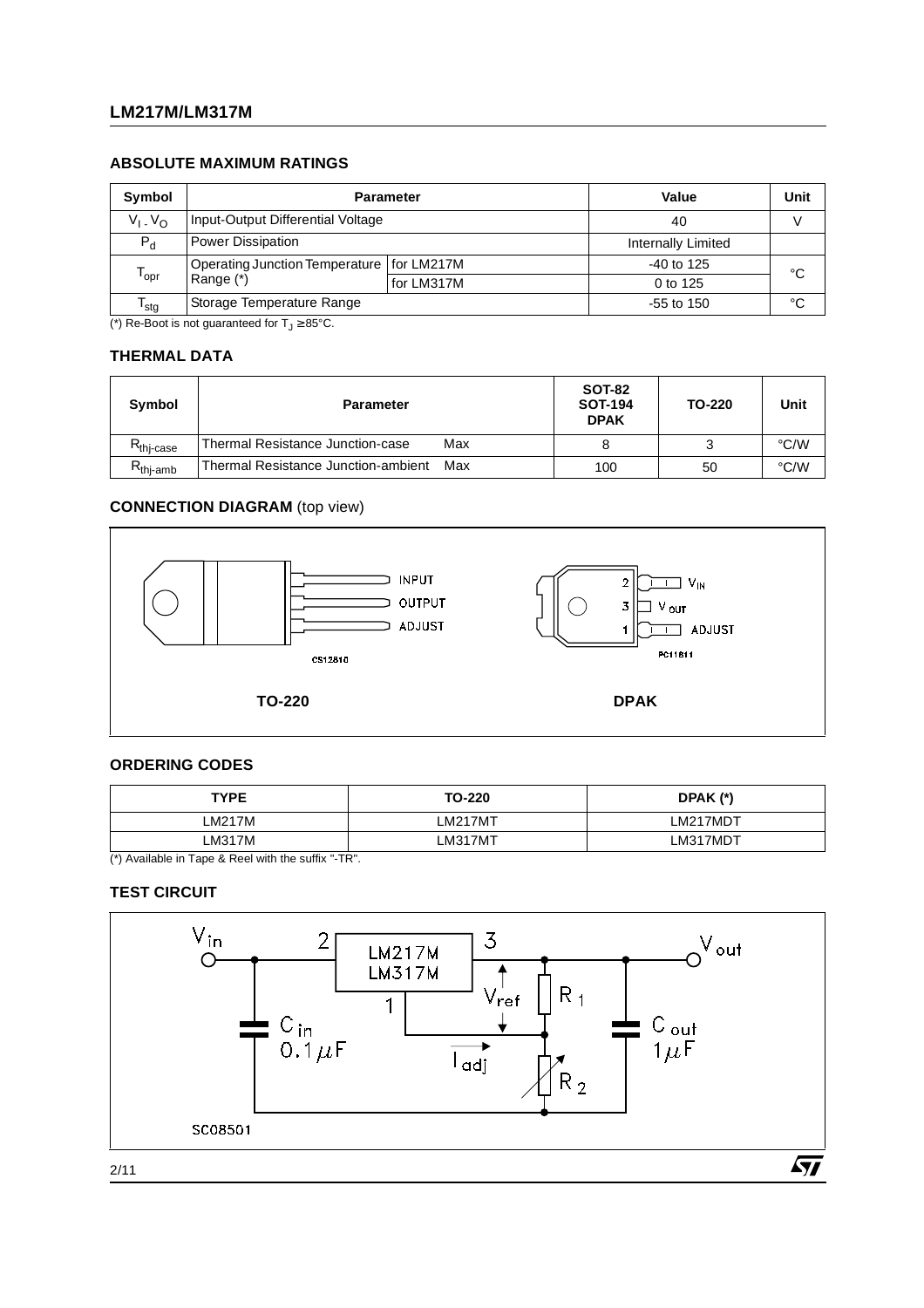## ABSOLUTE MAXIMUM RATINGS

| Symbol | Parameter | | Value | Unit |
|---|---|---|---|---|
| $V_I - V_O$ | Input-Output Differential Voltage | | 40 | V |
| $P_d$ | Power Dissipation | | Internally Limited | |
| $T_{opr}$ | Operating Junction Temperature Range (*) | for LM217M | -40 to 125 | °C |
| | | for LM317M | 0 to 125 | |
| $T_{stg}$ | Storage Temperature Range | | -55 to 150 | °C |

(*) Re-Boot is not guaranteed for $T_J \geq 85°C$.

## THERMAL DATA

| Symbol | Parameter | | SOT-82 SOT-194 DPAK | TO-220 | Unit |
|---|---|---|---|---|---|
| $R_{thj-case}$ | Thermal Resistance Junction-case | Max | 8 | 3 | °C/W |
| $R_{thj-amb}$ | Thermal Resistance Junction-ambient | Max | 100 | 50 | °C/W |

## CONNECTION DIAGRAM (top view)

INPUT
OUTPUT
ADJUST

CS12810

TO-220

2 $V_{IN}$
3 $V_{OUT}$
1 ADJUST

PC11611

DPAK

## ORDERING CODES

| TYPE | TO-220 | DPAK (*) |
|---|---|---|
| LM217M | LM217MT | LM217MDT |
| LM317M | LM317MT | LM317MDT |

(*) Available in Tape & Reel with the suffix "-TR".

## TEST CIRCUIT

$V_{in}$, $V_{out}$, LM217M / LM317M, $V_{ref}$, $I_{adj}$, $R_1$, $R_2$, $C_{in}$ 0.1μF, $C_{out}$ 1μF

SC08501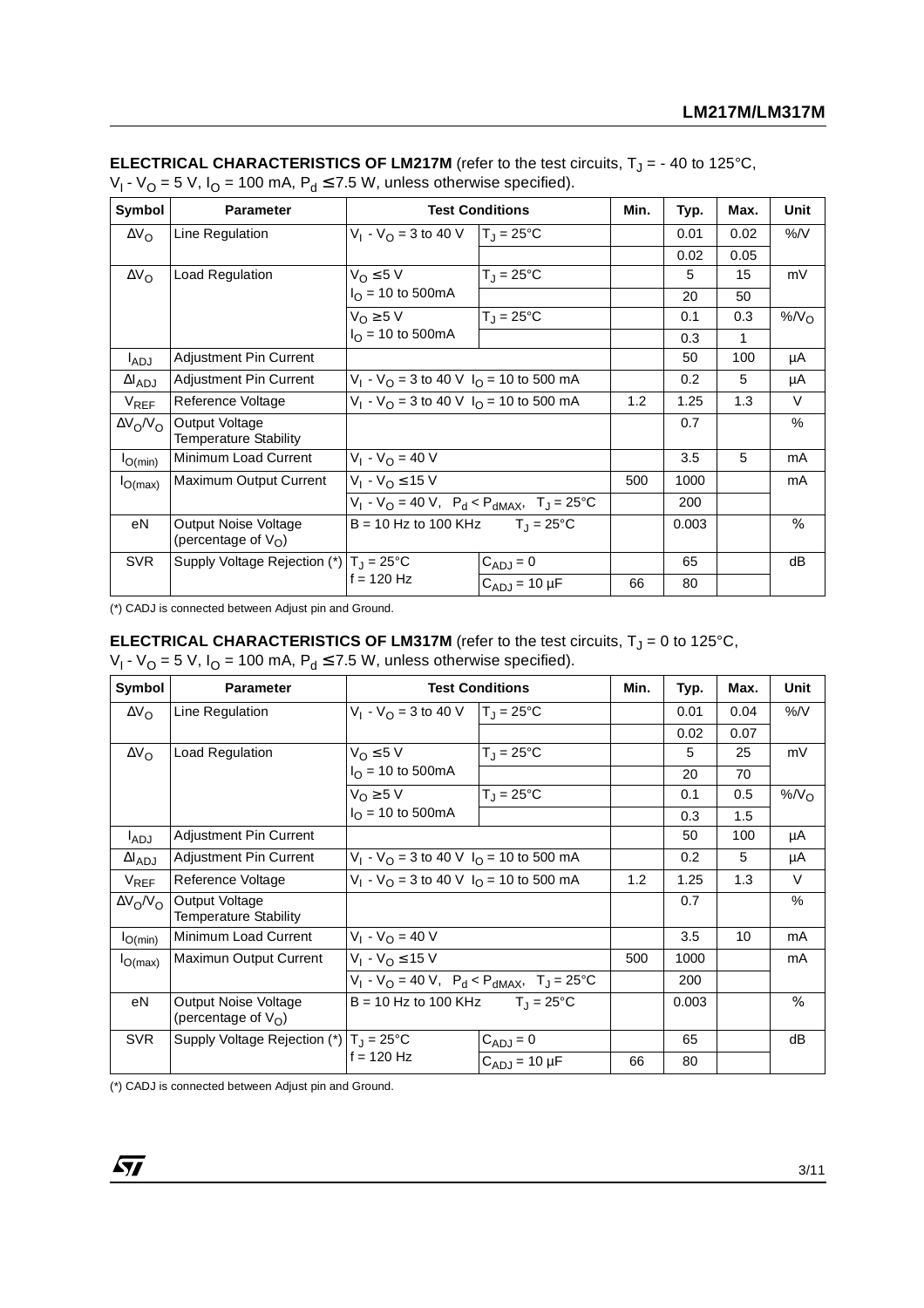**ELECTRICAL CHARACTERISTICS OF LM217M** (refer to the test circuits, $T_J$ = - 40 to 125°C, $V_I - V_O$ = 5 V, $I_O$ = 100 mA, $P_d \leq 7.5$ W, unless otherwise specified).

| Symbol | Parameter | Test Conditions | | Min. | Typ. | Max. | Unit |
|---|---|---|---|---|---|---|---|
| $\Delta V_O$ | Line Regulation | $V_I - V_O$ = 3 to 40 V | $T_J$ = 25°C | | 0.01 | 0.02 | %/V |
| | | | | | 0.02 | 0.05 | |
| $\Delta V_O$ | Load Regulation | $V_O \leq 5$ V<br>$I_O$ = 10 to 500mA | $T_J$ = 25°C | | 5 | 15 | mV |
| | | | | | 20 | 50 | |
| | | $V_O \geq 5$ V<br>$I_O$ = 10 to 500mA | $T_J$ = 25°C | | 0.1 | 0.3 | %/$V_O$ |
| | | | | | 0.3 | 1 | |
| $I_{ADJ}$ | Adjustment Pin Current | | | | 50 | 100 | µA |
| $\Delta I_{ADJ}$ | Adjustment Pin Current | $V_I - V_O$ = 3 to 40 V $I_O$ = 10 to 500 mA | | | 0.2 | 5 | µA |
| $V_{REF}$ | Reference Voltage | $V_I - V_O$ = 3 to 40 V $I_O$ = 10 to 500 mA | | 1.2 | 1.25 | 1.3 | V |
| $\Delta V_O/V_O$ | Output Voltage Temperature Stability | | | | 0.7 | | % |
| $I_{O(min)}$ | Minimum Load Current | $V_I - V_O$ = 40 V | | | 3.5 | 5 | mA |
| $I_{O(max)}$ | Maximum Output Current | $V_I - V_O \leq 15$ V | | 500 | 1000 | | mA |
| | | $V_I - V_O$ = 40 V, $P_d < P_{dMAX}$, $T_J$ = 25°C | | | 200 | | |
| eN | Output Noise Voltage (percentage of $V_O$) | B = 10 Hz to 100 KHz $T_J$ = 25°C | | | 0.003 | | % |
| SVR | Supply Voltage Rejection (*) | $T_J$ = 25°C<br>f = 120 Hz | $C_{ADJ}$ = 0 | | 65 | | dB |
| | | | $C_{ADJ}$ = 10 µF | 66 | 80 | | |

(*) CADJ is connected between Adjust pin and Ground.

**ELECTRICAL CHARACTERISTICS OF LM317M** (refer to the test circuits, $T_J$ = 0 to 125°C, $V_I - V_O$ = 5 V, $I_O$ = 100 mA, $P_d \leq 7.5$ W, unless otherwise specified).

| Symbol | Parameter | Test Conditions | | Min. | Typ. | Max. | Unit |
|---|---|---|---|---|---|---|---|
| $\Delta V_O$ | Line Regulation | $V_I - V_O$ = 3 to 40 V | $T_J$ = 25°C | | 0.01 | 0.04 | %/V |
| | | | | | 0.02 | 0.07 | |
| $\Delta V_O$ | Load Regulation | $V_O \leq 5$ V<br>$I_O$ = 10 to 500mA | $T_J$ = 25°C | | 5 | 25 | mV |
| | | | | | 20 | 70 | |
| | | $V_O \geq 5$ V<br>$I_O$ = 10 to 500mA | $T_J$ = 25°C | | 0.1 | 0.5 | %/$V_O$ |
| | | | | | 0.3 | 1.5 | |
| $I_{ADJ}$ | Adjustment Pin Current | | | | 50 | 100 | µA |
| $\Delta I_{ADJ}$ | Adjustment Pin Current | $V_I - V_O$ = 3 to 40 V $I_O$ = 10 to 500 mA | | | 0.2 | 5 | µA |
| $V_{REF}$ | Reference Voltage | $V_I - V_O$ = 3 to 40 V $I_O$ = 10 to 500 mA | | 1.2 | 1.25 | 1.3 | V |
| $\Delta V_O/V_O$ | Output Voltage Temperature Stability | | | | 0.7 | | % |
| $I_{O(min)}$ | Minimum Load Current | $V_I - V_O$ = 40 V | | | 3.5 | 10 | mA |
| $I_{O(max)}$ | Maximun Output Current | $V_I - V_O \leq 15$ V | | 500 | 1000 | | mA |
| | | $V_I - V_O$ = 40 V, $P_d < P_{dMAX}$, $T_J$ = 25°C | | | 200 | | |
| eN | Output Noise Voltage (percentage of $V_O$) | B = 10 Hz to 100 KHz $T_J$ = 25°C | | | 0.003 | | % |
| SVR | Supply Voltage Rejection (*) | $T_J$ = 25°C<br>f = 120 Hz | $C_{ADJ}$ = 0 | | 65 | | dB |
| | | | $C_{ADJ}$ = 10 µF | 66 | 80 | | |

(*) CADJ is connected between Adjust pin and Ground.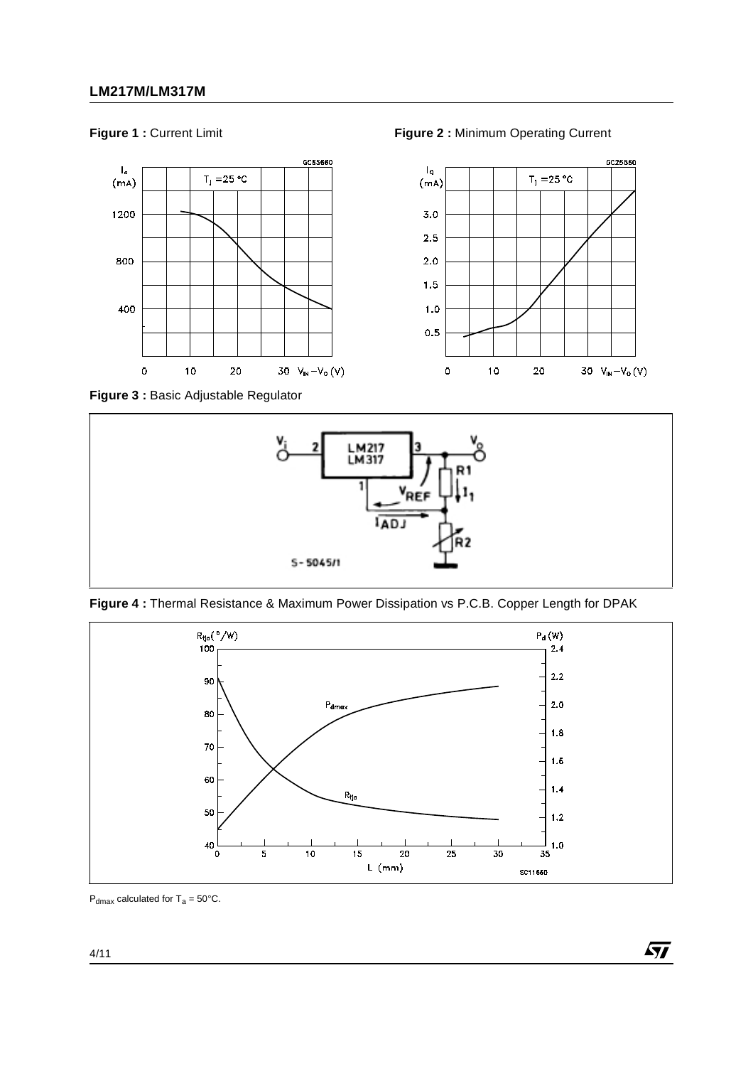**Figure 1 :** Current Limit

**Figure 2 :** Minimum Operating Current

**Figure 3 :** Basic Adjustable Regulator

**Figure 4 :** Thermal Resistance & Maximum Power Dissipation vs P.C.B. Copper Length for DPAK

$P_{dmax}$ calculated for $T_a = 50°C$.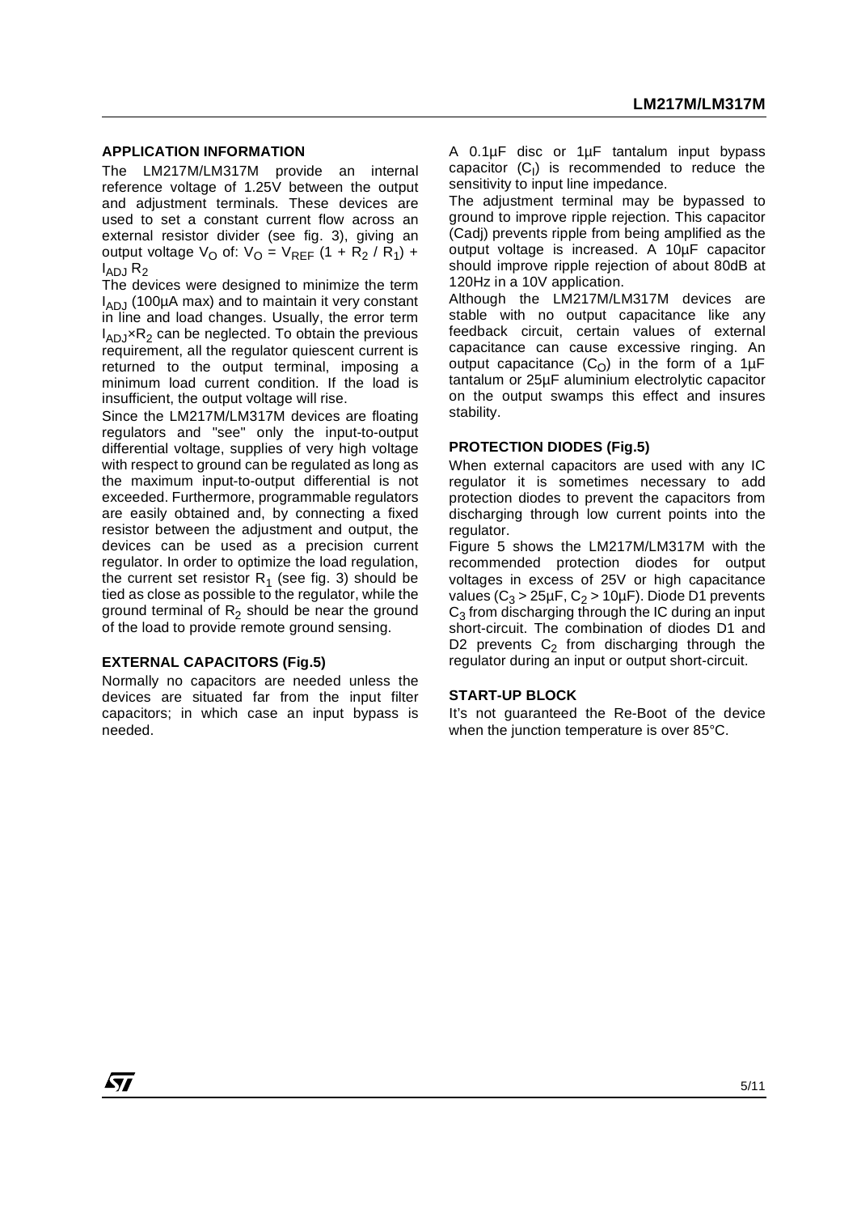## APPLICATION INFORMATION

The LM217M/LM317M provide an internal reference voltage of 1.25V between the output and adjustment terminals. These devices are used to set a constant current flow across an external resistor divider (see fig. 3), giving an output voltage $V_O$ of: $V_O = V_{REF}\ (1 + R_2 / R_1) + I_{ADJ}\ R_2$

The devices were designed to minimize the term $I_{ADJ}$ (100µA max) and to maintain it very constant in line and load changes. Usually, the error term $I_{ADJ} \times R_2$ can be neglected. To obtain the previous requirement, all the regulator quiescent current is returned to the output terminal, imposing a minimum load current condition. If the load is insufficient, the output voltage will rise.

Since the LM217M/LM317M devices are floating regulators and "see" only the input-to-output differential voltage, supplies of very high voltage with respect to ground can be regulated as long as the maximum input-to-output differential is not exceeded. Furthermore, programmable regulators are easily obtained and, by connecting a fixed resistor between the adjustment and output, the devices can be used as a precision current regulator. In order to optimize the load regulation, the current set resistor $R_1$ (see fig. 3) should be tied as close as possible to the regulator, while the ground terminal of $R_2$ should be near the ground of the load to provide remote ground sensing.

## EXTERNAL CAPACITORS (Fig.5)

Normally no capacitors are needed unless the devices are situated far from the input filter capacitors; in which case an input bypass is needed.

A 0.1µF disc or 1µF tantalum input bypass capacitor ($C_I$) is recommended to reduce the sensitivity to input line impedance.

The adjustment terminal may be bypassed to ground to improve ripple rejection. This capacitor (Cadj) prevents ripple from being amplified as the output voltage is increased. A 10µF capacitor should improve ripple rejection of about 80dB at 120Hz in a 10V application.

Although the LM217M/LM317M devices are stable with no output capacitance like any feedback circuit, certain values of external capacitance can cause excessive ringing. An output capacitance ($C_O$) in the form of a 1µF tantalum or 25µF aluminium electrolytic capacitor on the output swamps this effect and insures stability.

## PROTECTION DIODES (Fig.5)

When external capacitors are used with any IC regulator it is sometimes necessary to add protection diodes to prevent the capacitors from discharging through low current points into the regulator.

Figure 5 shows the LM217M/LM317M with the recommended protection diodes for output voltages in excess of 25V or high capacitance values ($C_3$ > 25µF, $C_2$ > 10µF). Diode D1 prevents $C_3$ from discharging through the IC during an input short-circuit. The combination of diodes D1 and D2 prevents $C_2$ from discharging through the regulator during an input or output short-circuit.

## START-UP BLOCK

It's not guaranteed the Re-Boot of the device when the junction temperature is over 85°C.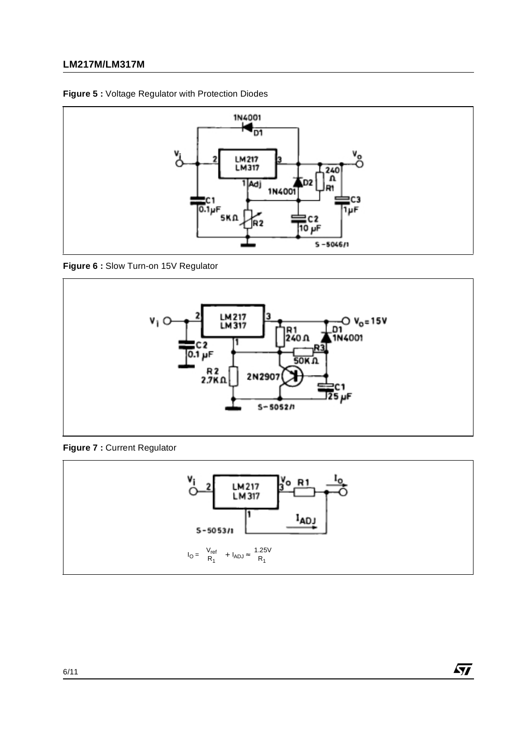**Figure 5 :** Voltage Regulator with Protection Diodes

**Figure 6 :** Slow Turn-on 15V Regulator

**Figure 7 :** Current Regulator

$$I_O = \frac{V_{ref}}{R_1} + I_{ADJ} \approx \frac{1.25V}{R_1}$$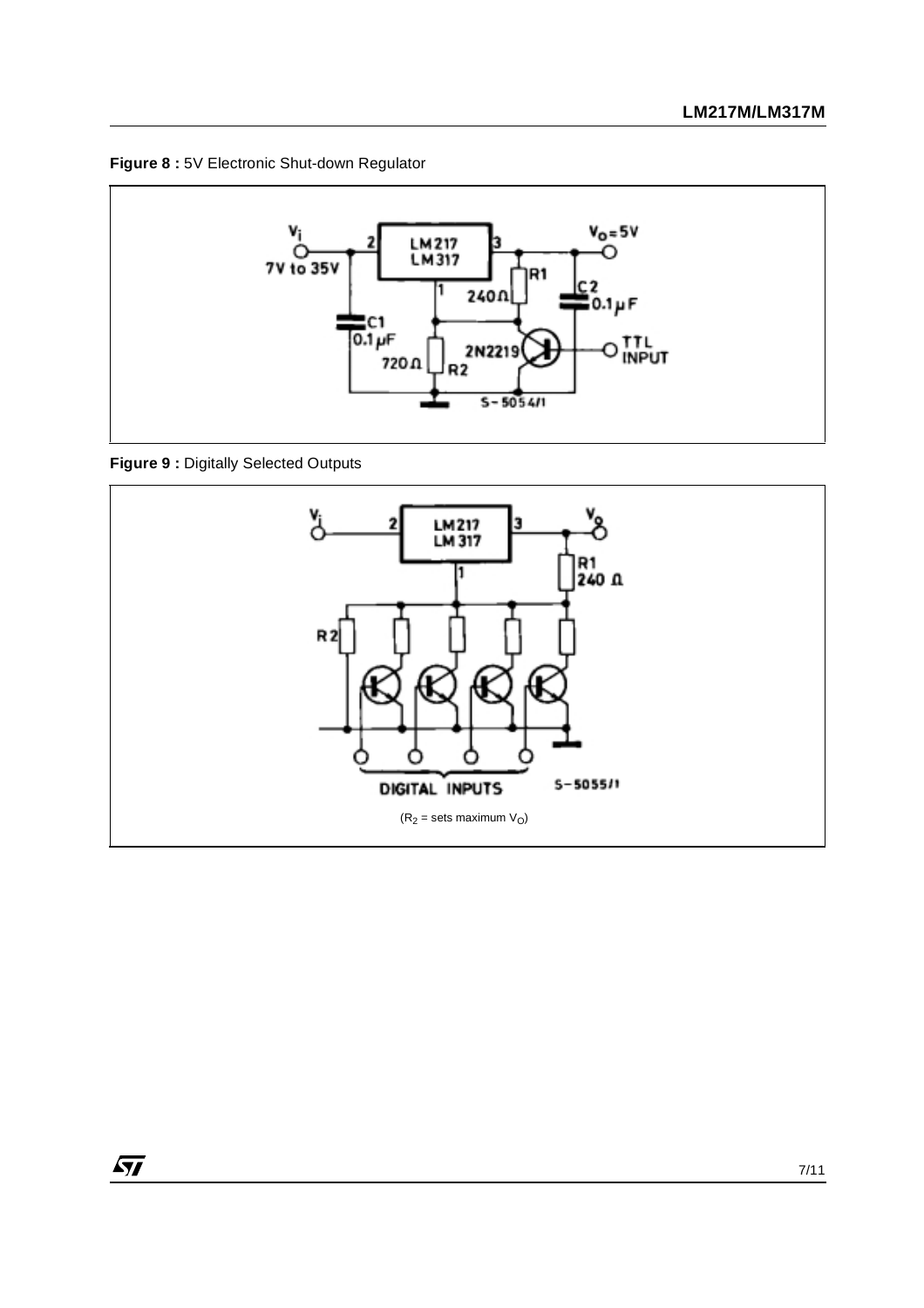**Figure 8 :** 5V Electronic Shut-down Regulator

**Figure 9 :** Digitally Selected Outputs

($R_2$ = sets maximum $V_O$)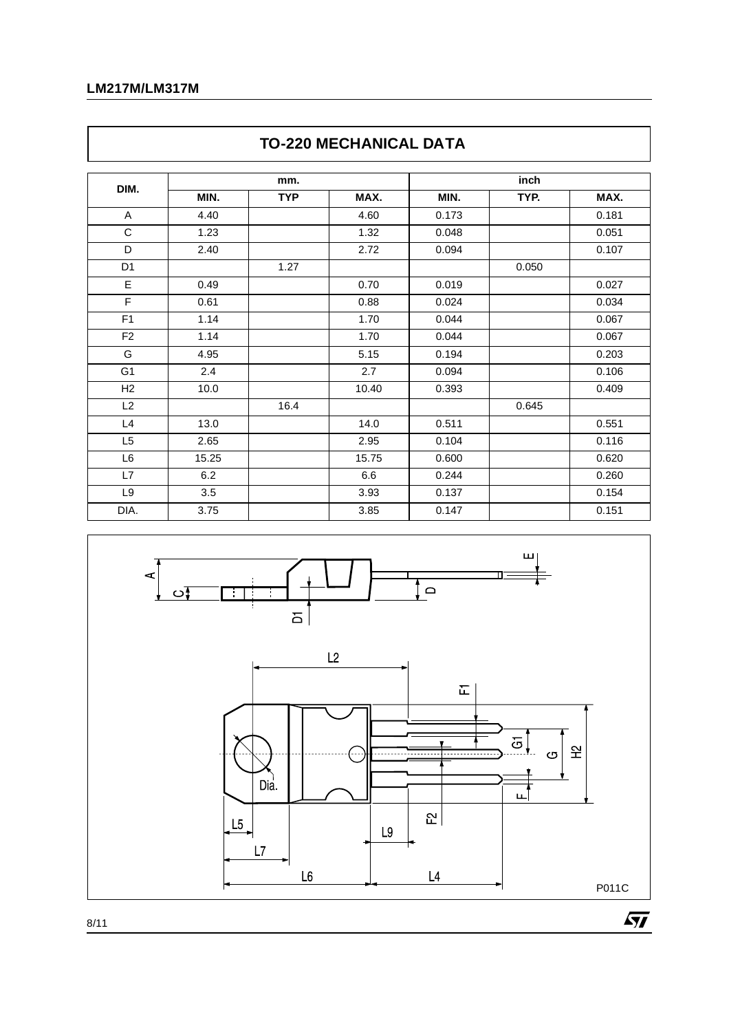## TO-220 MECHANICAL DATA

| DIM. | mm. | | | inch | | |
|---|---|---|---|---|---|---|
| | MIN. | TYP | MAX. | MIN. | TYP. | MAX. |
| A | 4.40 | | 4.60 | 0.173 | | 0.181 |
| C | 1.23 | | 1.32 | 0.048 | | 0.051 |
| D | 2.40 | | 2.72 | 0.094 | | 0.107 |
| D1 | | 1.27 | | | 0.050 | |
| E | 0.49 | | 0.70 | 0.019 | | 0.027 |
| F | 0.61 | | 0.88 | 0.024 | | 0.034 |
| F1 | 1.14 | | 1.70 | 0.044 | | 0.067 |
| F2 | 1.14 | | 1.70 | 0.044 | | 0.067 |
| G | 4.95 | | 5.15 | 0.194 | | 0.203 |
| G1 | 2.4 | | 2.7 | 0.094 | | 0.106 |
| H2 | 10.0 | | 10.40 | 0.393 | | 0.409 |
| L2 | | 16.4 | | | 0.645 | |
| L4 | 13.0 | | 14.0 | 0.511 | | 0.551 |
| L5 | 2.65 | | 2.95 | 0.104 | | 0.116 |
| L6 | 15.25 | | 15.75 | 0.600 | | 0.620 |
| L7 | 6.2 | | 6.6 | 0.244 | | 0.260 |
| L9 | 3.5 | | 3.93 | 0.137 | | 0.154 |
| DIA. | 3.75 | | 3.85 | 0.147 | | 0.151 |

P011C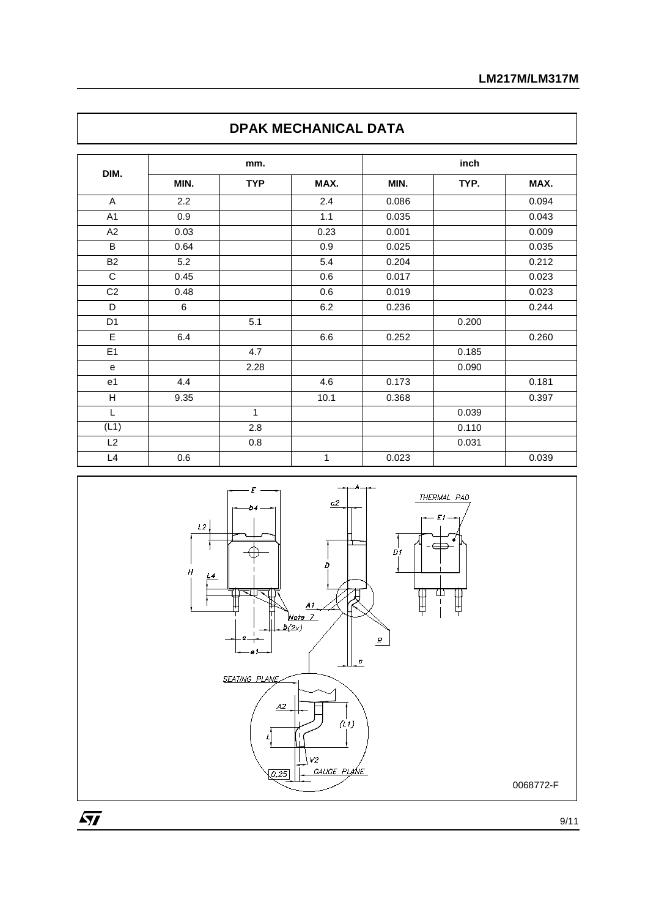## DPAK MECHANICAL DATA

| DIM. | mm. | | | inch | | |
|---|---|---|---|---|---|---|
| | MIN. | TYP | MAX. | MIN. | TYP. | MAX. |
| A | 2.2 | | 2.4 | 0.086 | | 0.094 |
| A1 | 0.9 | | 1.1 | 0.035 | | 0.043 |
| A2 | 0.03 | | 0.23 | 0.001 | | 0.009 |
| B | 0.64 | | 0.9 | 0.025 | | 0.035 |
| B2 | 5.2 | | 5.4 | 0.204 | | 0.212 |
| C | 0.45 | | 0.6 | 0.017 | | 0.023 |
| C2 | 0.48 | | 0.6 | 0.019 | | 0.023 |
| D | 6 | | 6.2 | 0.236 | | 0.244 |
| D1 | | 5.1 | | | 0.200 | |
| E | 6.4 | | 6.6 | 0.252 | | 0.260 |
| E1 | | 4.7 | | | 0.185 | |
| e | | 2.28 | | | 0.090 | |
| e1 | 4.4 | | 4.6 | 0.173 | | 0.181 |
| H | 9.35 | | 10.1 | 0.368 | | 0.397 |
| L | | 1 | | | 0.039 | |
| (L1) | | 2.8 | | | 0.110 | |
| L2 | | 0.8 | | | 0.031 | |
| L4 | 0.6 | | 1 | 0.023 | | 0.039 |

0068772-F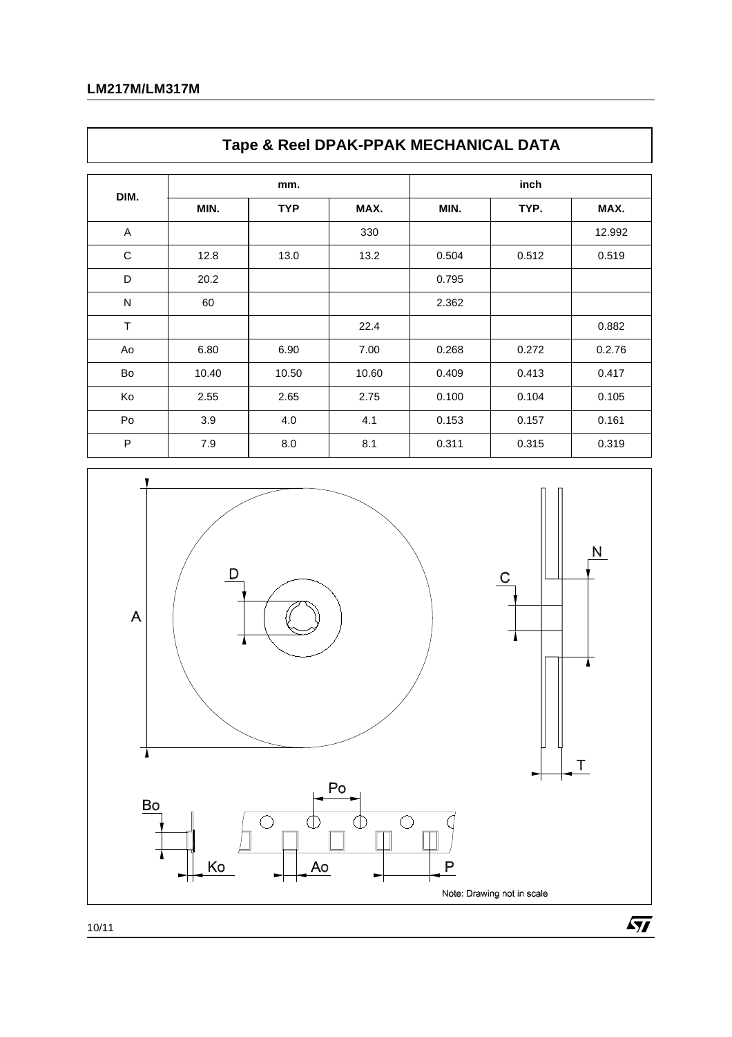## Tape & Reel DPAK-PPAK MECHANICAL DATA

| DIM. | mm. | | | inch | | |
|---|---|---|---|---|---|---|
| | MIN. | TYP | MAX. | MIN. | TYP. | MAX. |
| A | | | 330 | | | 12.992 |
| C | 12.8 | 13.0 | 13.2 | 0.504 | 0.512 | 0.519 |
| D | 20.2 | | | 0.795 | | |
| N | 60 | | | 2.362 | | |
| T | | | 22.4 | | | 0.882 |
| Ao | 6.80 | 6.90 | 7.00 | 0.268 | 0.272 | 0.2.76 |
| Bo | 10.40 | 10.50 | 10.60 | 0.409 | 0.413 | 0.417 |
| Ko | 2.55 | 2.65 | 2.75 | 0.100 | 0.104 | 0.105 |
| Po | 3.9 | 4.0 | 4.1 | 0.153 | 0.157 | 0.161 |
| P | 7.9 | 8.0 | 8.1 | 0.311 | 0.315 | 0.319 |

Note: Drawing not in scale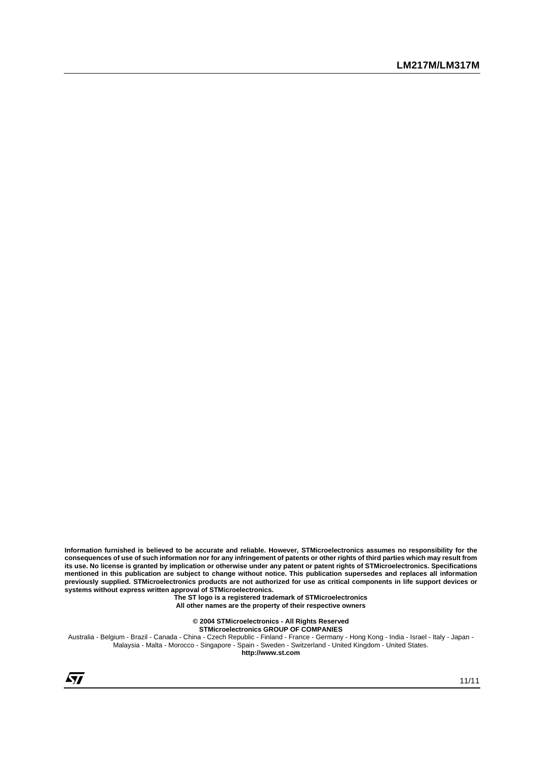**Information furnished is believed to be accurate and reliable. However, STMicroelectronics assumes no responsibility for the consequences of use of such information nor for any infringement of patents or other rights of third parties which may result from its use. No license is granted by implication or otherwise under any patent or patent rights of STMicroelectronics. Specifications mentioned in this publication are subject to change without notice. This publication supersedes and replaces all information previously supplied. STMicroelectronics products are not authorized for use as critical components in life support devices or systems without express written approval of STMicroelectronics.**

**The ST logo is a registered trademark of STMicroelectronics**

**All other names are the property of their respective owners**

**© 2004 STMicroelectronics - All Rights Reserved**

**STMicroelectronics GROUP OF COMPANIES**

Australia - Belgium - Brazil - Canada - China - Czech Republic - Finland - France - Germany - Hong Kong - India - Israel - Italy - Japan - Malaysia - Malta - Morocco - Singapore - Spain - Sweden - Switzerland - United Kingdom - United States.

**http://www.st.com**